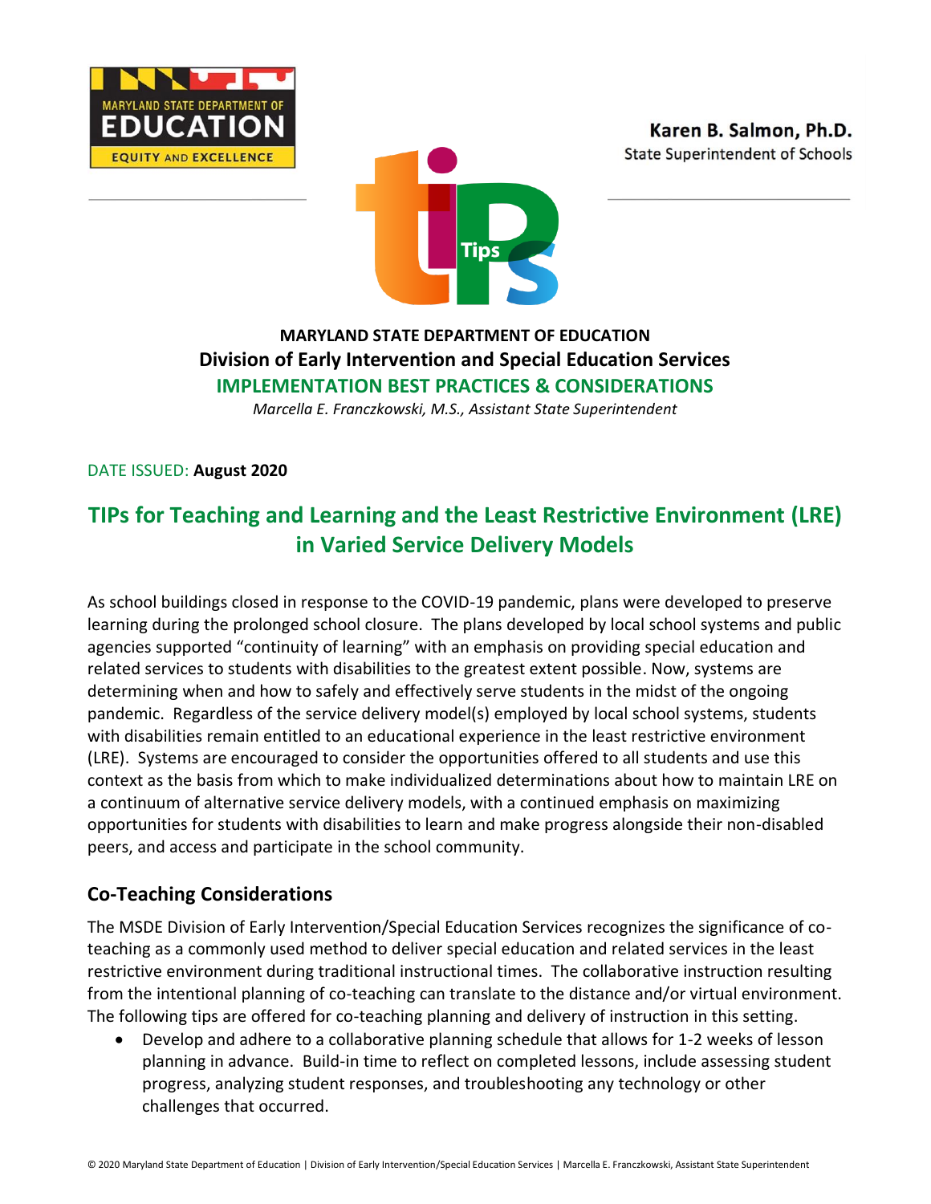MARYLAND STATE DEPARTMENT OF EDUCATION
EQUITY AND EXCELLENCE

**Karen B. Salmon, Ph.D.**
State Superintendent of Schools

**MARYLAND STATE DEPARTMENT OF EDUCATION**
**Division of Early Intervention and Special Education Services**
**IMPLEMENTATION BEST PRACTICES & CONSIDERATIONS**
*Marcella E. Franczkowski, M.S., Assistant State Superintendent*

DATE ISSUED: **August 2020**

# TIPs for Teaching and Learning and the Least Restrictive Environment (LRE) in Varied Service Delivery Models

As school buildings closed in response to the COVID-19 pandemic, plans were developed to preserve learning during the prolonged school closure. The plans developed by local school systems and public agencies supported "continuity of learning" with an emphasis on providing special education and related services to students with disabilities to the greatest extent possible. Now, systems are determining when and how to safely and effectively serve students in the midst of the ongoing pandemic. Regardless of the service delivery model(s) employed by local school systems, students with disabilities remain entitled to an educational experience in the least restrictive environment (LRE). Systems are encouraged to consider the opportunities offered to all students and use this context as the basis from which to make individualized determinations about how to maintain LRE on a continuum of alternative service delivery models, with a continued emphasis on maximizing opportunities for students with disabilities to learn and make progress alongside their non-disabled peers, and access and participate in the school community.

## Co-Teaching Considerations

The MSDE Division of Early Intervention/Special Education Services recognizes the significance of co-teaching as a commonly used method to deliver special education and related services in the least restrictive environment during traditional instructional times. The collaborative instruction resulting from the intentional planning of co-teaching can translate to the distance and/or virtual environment. The following tips are offered for co-teaching planning and delivery of instruction in this setting.

- Develop and adhere to a collaborative planning schedule that allows for 1-2 weeks of lesson planning in advance. Build-in time to reflect on completed lessons, include assessing student progress, analyzing student responses, and troubleshooting any technology or other challenges that occurred.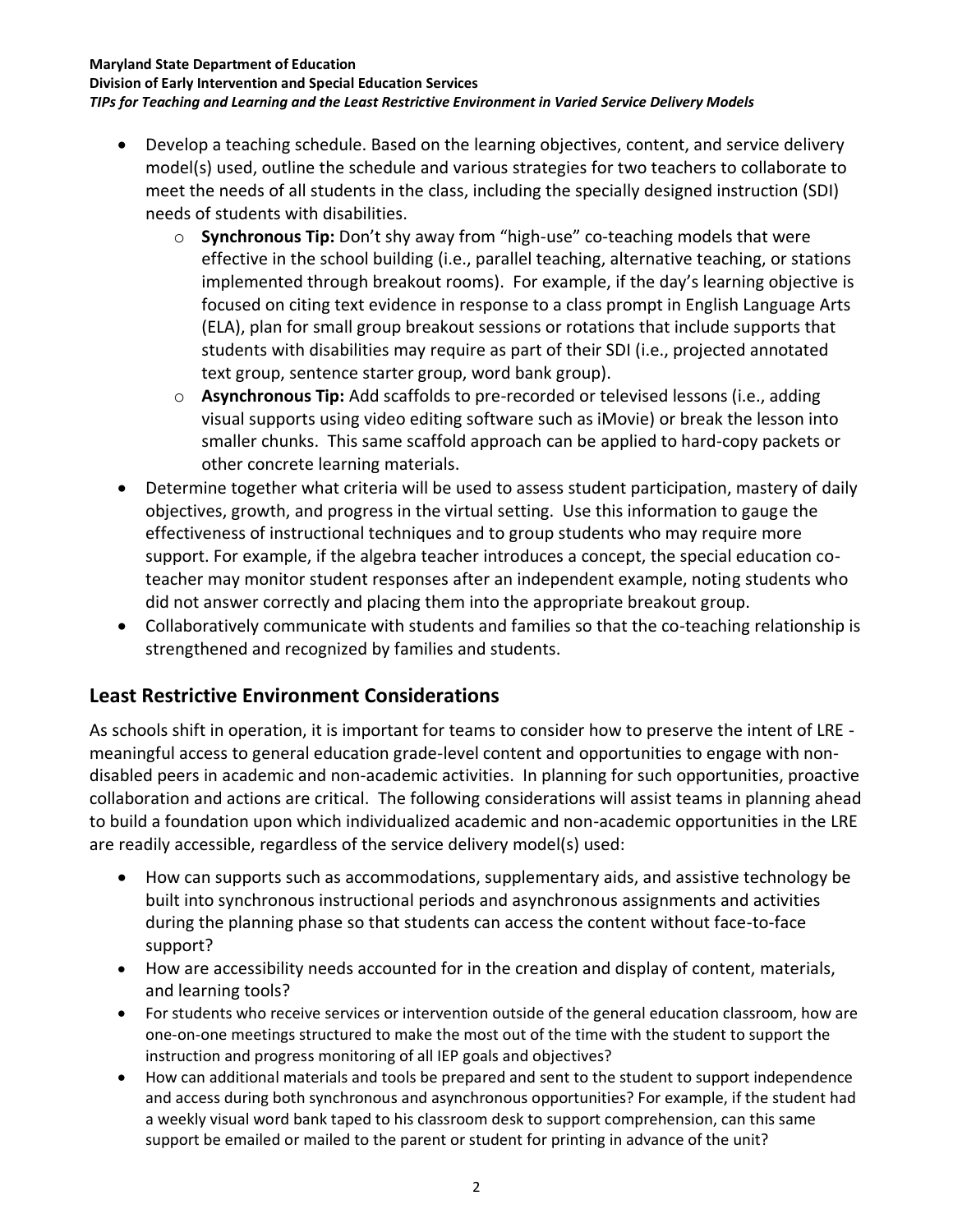- Develop a teaching schedule. Based on the learning objectives, content, and service delivery model(s) used, outline the schedule and various strategies for two teachers to collaborate to meet the needs of all students in the class, including the specially designed instruction (SDI) needs of students with disabilities.
  - **Synchronous Tip:** Don't shy away from "high-use" co-teaching models that were effective in the school building (i.e., parallel teaching, alternative teaching, or stations implemented through breakout rooms). For example, if the day's learning objective is focused on citing text evidence in response to a class prompt in English Language Arts (ELA), plan for small group breakout sessions or rotations that include supports that students with disabilities may require as part of their SDI (i.e., projected annotated text group, sentence starter group, word bank group).
  - **Asynchronous Tip:** Add scaffolds to pre-recorded or televised lessons (i.e., adding visual supports using video editing software such as iMovie) or break the lesson into smaller chunks. This same scaffold approach can be applied to hard-copy packets or other concrete learning materials.
- Determine together what criteria will be used to assess student participation, mastery of daily objectives, growth, and progress in the virtual setting. Use this information to gauge the effectiveness of instructional techniques and to group students who may require more support. For example, if the algebra teacher introduces a concept, the special education co-teacher may monitor student responses after an independent example, noting students who did not answer correctly and placing them into the appropriate breakout group.
- Collaboratively communicate with students and families so that the co-teaching relationship is strengthened and recognized by families and students.

## Least Restrictive Environment Considerations

As schools shift in operation, it is important for teams to consider how to preserve the intent of LRE - meaningful access to general education grade-level content and opportunities to engage with non-disabled peers in academic and non-academic activities. In planning for such opportunities, proactive collaboration and actions are critical. The following considerations will assist teams in planning ahead to build a foundation upon which individualized academic and non-academic opportunities in the LRE are readily accessible, regardless of the service delivery model(s) used:

- How can supports such as accommodations, supplementary aids, and assistive technology be built into synchronous instructional periods and asynchronous assignments and activities during the planning phase so that students can access the content without face-to-face support?
- How are accessibility needs accounted for in the creation and display of content, materials, and learning tools?
- For students who receive services or intervention outside of the general education classroom, how are one-on-one meetings structured to make the most out of the time with the student to support the instruction and progress monitoring of all IEP goals and objectives?
- How can additional materials and tools be prepared and sent to the student to support independence and access during both synchronous and asynchronous opportunities? For example, if the student had a weekly visual word bank taped to his classroom desk to support comprehension, can this same support be emailed or mailed to the parent or student for printing in advance of the unit?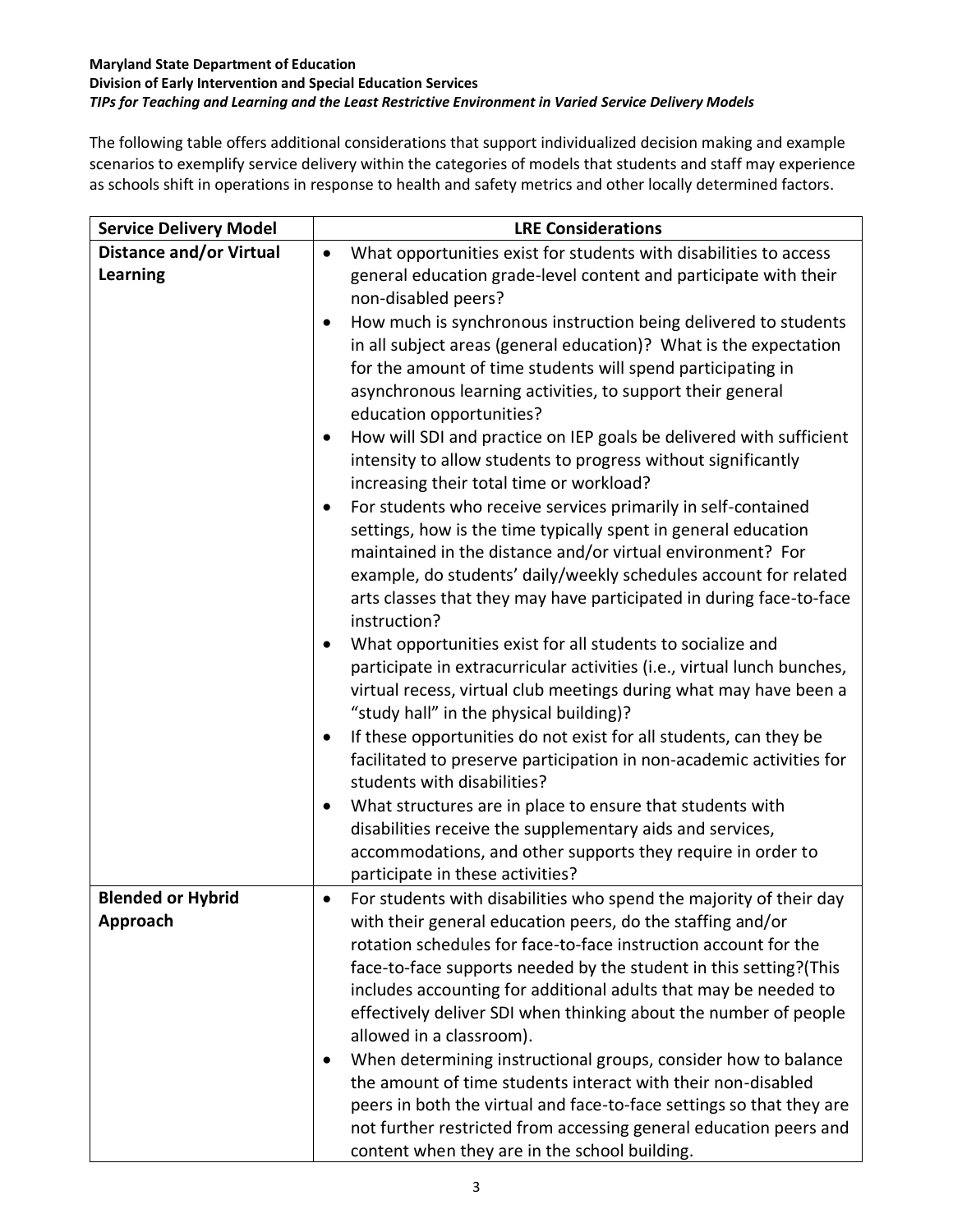**Maryland State Department of Education**
**Division of Early Intervention and Special Education Services**
***TIPs for Teaching and Learning and the Least Restrictive Environment in Varied Service Delivery Models***

The following table offers additional considerations that support individualized decision making and example scenarios to exemplify service delivery within the categories of models that students and staff may experience as schools shift in operations in response to health and safety metrics and other locally determined factors.

| Service Delivery Model | LRE Considerations |
|---|---|
| **Distance and/or Virtual Learning** | • What opportunities exist for students with disabilities to access general education grade-level content and participate with their non-disabled peers?<br>• How much is synchronous instruction being delivered to students in all subject areas (general education)? What is the expectation for the amount of time students will spend participating in asynchronous learning activities, to support their general education opportunities?<br>• How will SDI and practice on IEP goals be delivered with sufficient intensity to allow students to progress without significantly increasing their total time or workload?<br>• For students who receive services primarily in self-contained settings, how is the time typically spent in general education maintained in the distance and/or virtual environment? For example, do students' daily/weekly schedules account for related arts classes that they may have participated in during face-to-face instruction?<br>• What opportunities exist for all students to socialize and participate in extracurricular activities (i.e., virtual lunch bunches, virtual recess, virtual club meetings during what may have been a "study hall" in the physical building)?<br>• If these opportunities do not exist for all students, can they be facilitated to preserve participation in non-academic activities for students with disabilities?<br>• What structures are in place to ensure that students with disabilities receive the supplementary aids and services, accommodations, and other supports they require in order to participate in these activities? |
| **Blended or Hybrid Approach** | • For students with disabilities who spend the majority of their day with their general education peers, do the staffing and/or rotation schedules for face-to-face instruction account for the face-to-face supports needed by the student in this setting?(This includes accounting for additional adults that may be needed to effectively deliver SDI when thinking about the number of people allowed in a classroom).<br>• When determining instructional groups, consider how to balance the amount of time students interact with their non-disabled peers in both the virtual and face-to-face settings so that they are not further restricted from accessing general education peers and content when they are in the school building. |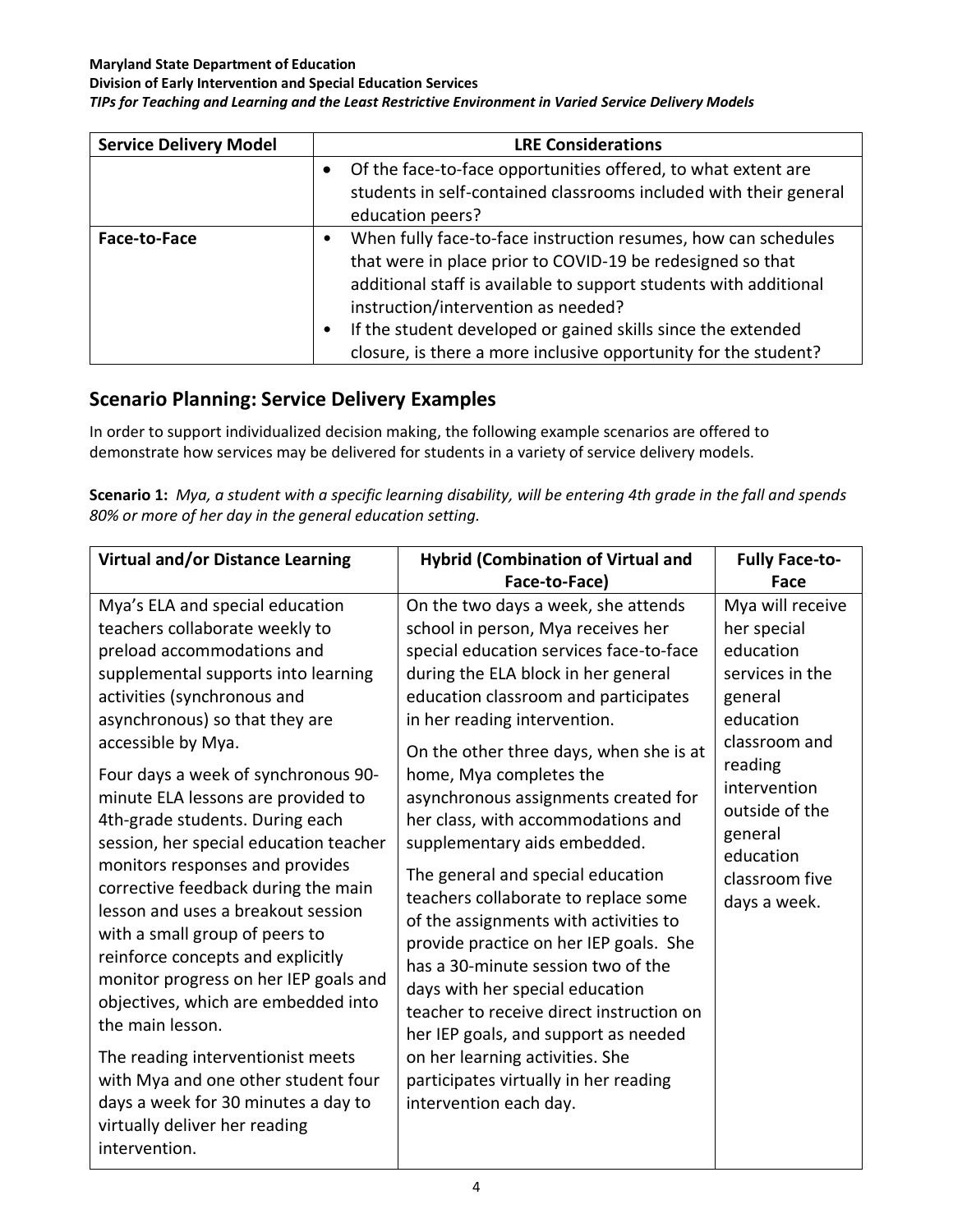| Service Delivery Model | LRE Considerations |
| --- | --- |
| | • Of the face-to-face opportunities offered, to what extent are students in self-contained classrooms included with their general education peers? |
| **Face-to-Face** | • When fully face-to-face instruction resumes, how can schedules that were in place prior to COVID-19 be redesigned so that additional staff is available to support students with additional instruction/intervention as needed?<br>• If the student developed or gained skills since the extended closure, is there a more inclusive opportunity for the student? |

## Scenario Planning: Service Delivery Examples

In order to support individualized decision making, the following example scenarios are offered to demonstrate how services may be delivered for students in a variety of service delivery models.

**Scenario 1:** *Mya, a student with a specific learning disability, will be entering 4th grade in the fall and spends 80% or more of her day in the general education setting.*

| Virtual and/or Distance Learning | Hybrid (Combination of Virtual and Face-to-Face) | Fully Face-to-Face |
| --- | --- | --- |
| Mya's ELA and special education teachers collaborate weekly to preload accommodations and supplemental supports into learning activities (synchronous and asynchronous) so that they are accessible by Mya.<br><br>Four days a week of synchronous 90-minute ELA lessons are provided to 4th-grade students. During each session, her special education teacher monitors responses and provides corrective feedback during the main lesson and uses a breakout session with a small group of peers to reinforce concepts and explicitly monitor progress on her IEP goals and objectives, which are embedded into the main lesson.<br><br>The reading interventionist meets with Mya and one other student four days a week for 30 minutes a day to virtually deliver her reading intervention. | On the two days a week, she attends school in person, Mya receives her special education services face-to-face during the ELA block in her general education classroom and participates in her reading intervention.<br><br>On the other three days, when she is at home, Mya completes the asynchronous assignments created for her class, with accommodations and supplementary aids embedded.<br><br>The general and special education teachers collaborate to replace some of the assignments with activities to provide practice on her IEP goals. She has a 30-minute session two of the days with her special education teacher to receive direct instruction on her IEP goals, and support as needed on her learning activities. She participates virtually in her reading intervention each day. | Mya will receive her special education services in the general education classroom and reading intervention outside of the general education classroom five days a week. |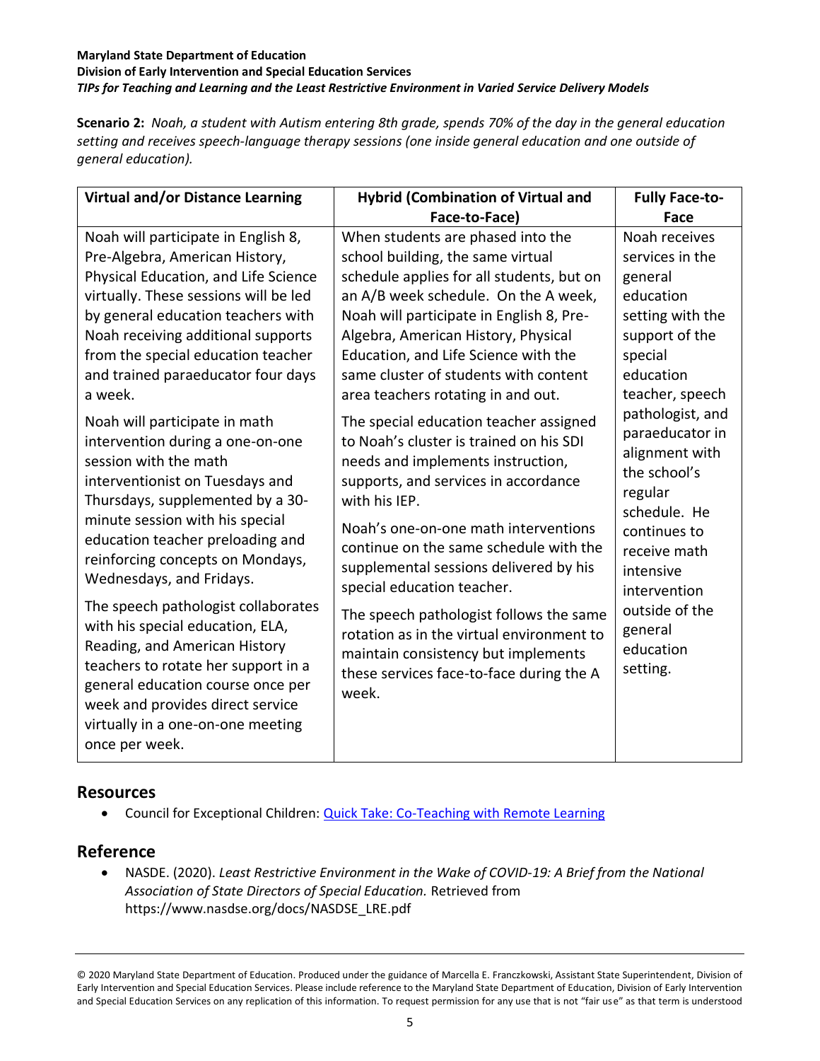**Scenario 2:** *Noah, a student with Autism entering 8th grade, spends 70% of the day in the general education setting and receives speech-language therapy sessions (one inside general education and one outside of general education).*

| Virtual and/or Distance Learning | Hybrid (Combination of Virtual and Face-to-Face) | Fully Face-to-Face |
|---|---|---|
| Noah will participate in English 8, Pre-Algebra, American History, Physical Education, and Life Science virtually. These sessions will be led by general education teachers with Noah receiving additional supports from the special education teacher and trained paraeducator four days a week.<br><br>Noah will participate in math intervention during a one-on-one session with the math interventionist on Tuesdays and Thursdays, supplemented by a 30-minute session with his special education teacher preloading and reinforcing concepts on Mondays, Wednesdays, and Fridays.<br><br>The speech pathologist collaborates with his special education, ELA, Reading, and American History teachers to rotate her support in a general education course once per week and provides direct service virtually in a one-on-one meeting once per week. | When students are phased into the school building, the same virtual schedule applies for all students, but on an A/B week schedule. On the A week, Noah will participate in English 8, Pre-Algebra, American History, Physical Education, and Life Science with the same cluster of students with content area teachers rotating in and out.<br><br>The special education teacher assigned to Noah's cluster is trained on his SDI needs and implements instruction, supports, and services in accordance with his IEP.<br><br>Noah's one-on-one math interventions continue on the same schedule with the supplemental sessions delivered by his special education teacher.<br><br>The speech pathologist follows the same rotation as in the virtual environment to maintain consistency but implements these services face-to-face during the A week. | Noah receives services in the general education setting with the support of the special education teacher, speech pathologist, and paraeducator in alignment with the school's regular schedule. He continues to receive math intensive intervention outside of the general education setting. |

## Resources

- Council for Exceptional Children: Quick Take: Co-Teaching with Remote Learning

## Reference

- NASDE. (2020). *Least Restrictive Environment in the Wake of COVID-19: A Brief from the National Association of State Directors of Special Education.* Retrieved from https://www.nasdse.org/docs/NASDSE_LRE.pdf

© 2020 Maryland State Department of Education. Produced under the guidance of Marcella E. Franczkowski, Assistant State Superintendent, Division of Early Intervention and Special Education Services. Please include reference to the Maryland State Department of Education, Division of Early Intervention and Special Education Services on any replication of this information. To request permission for any use that is not "fair use" as that term is understood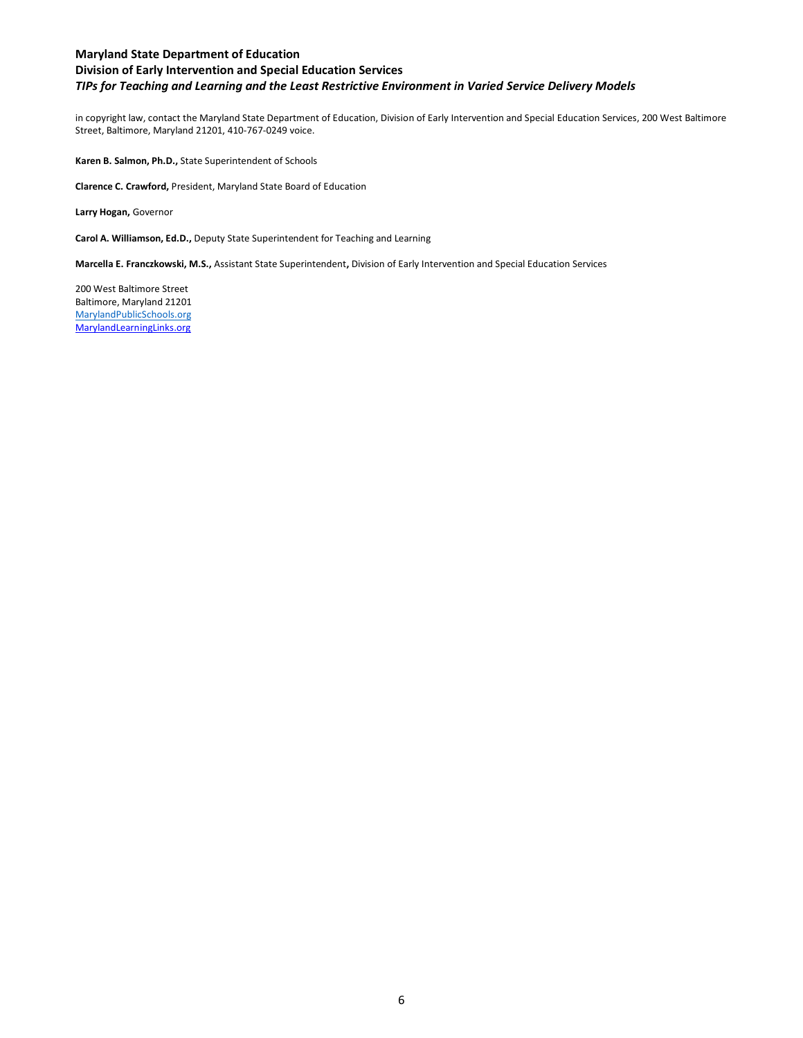in copyright law, contact the Maryland State Department of Education, Division of Early Intervention and Special Education Services, 200 West Baltimore Street, Baltimore, Maryland 21201, 410-767-0249 voice.

**Karen B. Salmon, Ph.D.,** State Superintendent of Schools

**Clarence C. Crawford,** President, Maryland State Board of Education

**Larry Hogan,** Governor

**Carol A. Williamson, Ed.D.,** Deputy State Superintendent for Teaching and Learning

**Marcella E. Franczkowski, M.S.,** Assistant State Superintendent**,** Division of Early Intervention and Special Education Services

200 West Baltimore Street
Baltimore, Maryland 21201
[MarylandPublicSchools.org](MarylandPublicSchools.org)
[MarylandLearningLinks.org](MarylandLearningLinks.org)